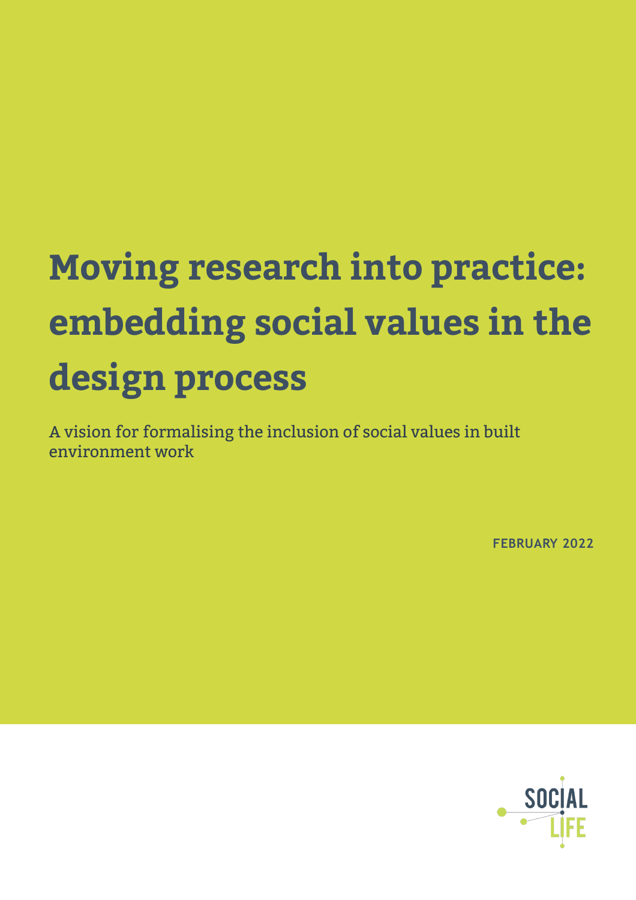# Moving research into practice: embedding social values in the design process

A vision for formalising the inclusion of social values in built environment work

FEBRUARY 2022

SOCIAL LIFE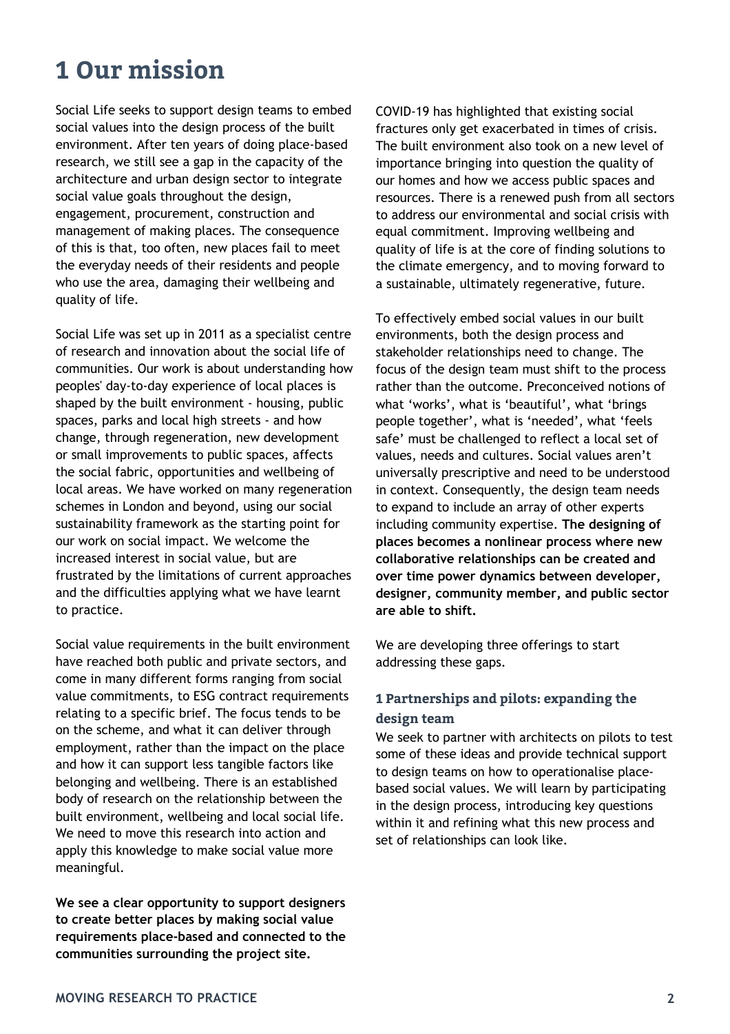# 1 Our mission

Social Life seeks to support design teams to embed social values into the design process of the built environment. After ten years of doing place-based research, we still see a gap in the capacity of the architecture and urban design sector to integrate social value goals throughout the design, engagement, procurement, construction and management of making places. The consequence of this is that, too often, new places fail to meet the everyday needs of their residents and people who use the area, damaging their wellbeing and quality of life.

Social Life was set up in 2011 as a specialist centre of research and innovation about the social life of communities. Our work is about understanding how peoples' day-to-day experience of local places is shaped by the built environment - housing, public spaces, parks and local high streets - and how change, through regeneration, new development or small improvements to public spaces, affects the social fabric, opportunities and wellbeing of local areas. We have worked on many regeneration schemes in London and beyond, using our social sustainability framework as the starting point for our work on social impact. We welcome the increased interest in social value, but are frustrated by the limitations of current approaches and the difficulties applying what we have learnt to practice.

Social value requirements in the built environment have reached both public and private sectors, and come in many different forms ranging from social value commitments, to ESG contract requirements relating to a specific brief. The focus tends to be on the scheme, and what it can deliver through employment, rather than the impact on the place and how it can support less tangible factors like belonging and wellbeing. There is an established body of research on the relationship between the built environment, wellbeing and local social life. We need to move this research into action and apply this knowledge to make social value more meaningful.

**We see a clear opportunity to support designers to create better places by making social value requirements place-based and connected to the communities surrounding the project site.**

COVID-19 has highlighted that existing social fractures only get exacerbated in times of crisis. The built environment also took on a new level of importance bringing into question the quality of our homes and how we access public spaces and resources. There is a renewed push from all sectors to address our environmental and social crisis with equal commitment. Improving wellbeing and quality of life is at the core of finding solutions to the climate emergency, and to moving forward to a sustainable, ultimately regenerative, future.

To effectively embed social values in our built environments, both the design process and stakeholder relationships need to change. The focus of the design team must shift to the process rather than the outcome. Preconceived notions of what 'works', what is 'beautiful', what 'brings people together', what is 'needed', what 'feels safe' must be challenged to reflect a local set of values, needs and cultures. Social values aren't universally prescriptive and need to be understood in context. Consequently, the design team needs to expand to include an array of other experts including community expertise. **The designing of places becomes a nonlinear process where new collaborative relationships can be created and over time power dynamics between developer, designer, community member, and public sector are able to shift.**

We are developing three offerings to start addressing these gaps.

### 1 Partnerships and pilots: expanding the design team

We seek to partner with architects on pilots to test some of these ideas and provide technical support to design teams on how to operationalise place-based social values. We will learn by participating in the design process, introducing key questions within it and refining what this new process and set of relationships can look like.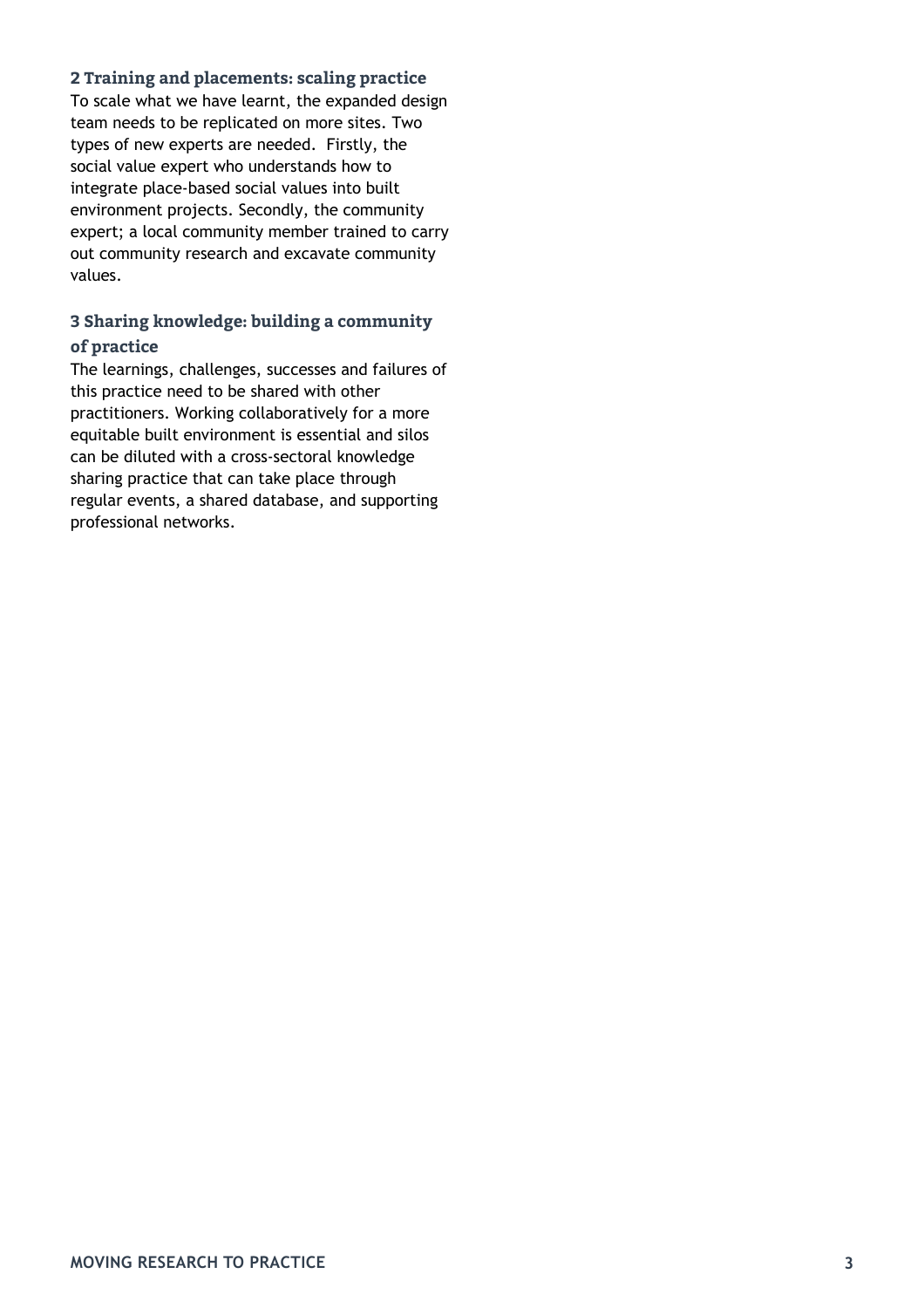### 2 Training and placements: scaling practice

To scale what we have learnt, the expanded design team needs to be replicated on more sites. Two types of new experts are needed. Firstly, the social value expert who understands how to integrate place-based social values into built environment projects. Secondly, the community expert; a local community member trained to carry out community research and excavate community values.

### 3 Sharing knowledge: building a community of practice

The learnings, challenges, successes and failures of this practice need to be shared with other practitioners. Working collaboratively for a more equitable built environment is essential and silos can be diluted with a cross-sectoral knowledge sharing practice that can take place through regular events, a shared database, and supporting professional networks.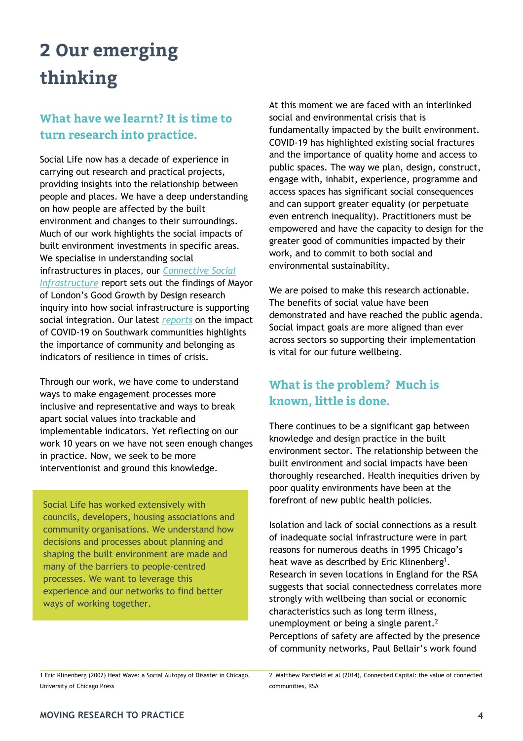# 2 Our emerging thinking

## What have we learnt? It is time to turn research into practice.

Social Life now has a decade of experience in carrying out research and practical projects, providing insights into the relationship between people and places. We have a deep understanding on how people are affected by the built environment and changes to their surroundings. Much of our work highlights the social impacts of built environment investments in specific areas. We specialise in understanding social infrastructures in places, our *Connective Social Infrastructure* report sets out the findings of Mayor of London's Good Growth by Design research inquiry into how social infrastructure is supporting social integration. Our latest *reports* on the impact of COVID-19 on Southwark communities highlights the importance of community and belonging as indicators of resilience in times of crisis.

Through our work, we have come to understand ways to make engagement processes more inclusive and representative and ways to break apart social values into trackable and implementable indicators. Yet reflecting on our work 10 years on we have not seen enough changes in practice. Now, we seek to be more interventionist and ground this knowledge.

> Social Life has worked extensively with councils, developers, housing associations and community organisations. We understand how decisions and processes about planning and shaping the built environment are made and many of the barriers to people-centred processes. We want to leverage this experience and our networks to find better ways of working together.

At this moment we are faced with an interlinked social and environmental crisis that is fundamentally impacted by the built environment. COVID-19 has highlighted existing social fractures and the importance of quality home and access to public spaces. The way we plan, design, construct, engage with, inhabit, experience, programme and access spaces has significant social consequences and can support greater equality (or perpetuate even entrench inequality). Practitioners must be empowered and have the capacity to design for the greater good of communities impacted by their work, and to commit to both social and environmental sustainability.

We are poised to make this research actionable. The benefits of social value have been demonstrated and have reached the public agenda. Social impact goals are more aligned than ever across sectors so supporting their implementation is vital for our future wellbeing.

## What is the problem? Much is known, little is done.

There continues to be a significant gap between knowledge and design practice in the built environment sector. The relationship between the built environment and social impacts have been thoroughly researched. Health inequities driven by poor quality environments have been at the forefront of new public health policies.

Isolation and lack of social connections as a result of inadequate social infrastructure were in part reasons for numerous deaths in 1995 Chicago's heat wave as described by Eric Klinenberg[1]. Research in seven locations in England for the RSA suggests that social connectedness correlates more strongly with wellbeing than social or economic characteristics such as long term illness, unemployment or being a single parent.[2] Perceptions of safety are affected by the presence of community networks, Paul Bellair's work found

1 Eric Klinenberg (2002) Heat Wave: a Social Autopsy of Disaster in Chicago, University of Chicago Press

2 Matthew Parsfield et al (2014), Connected Capital: the value of connected communities, RSA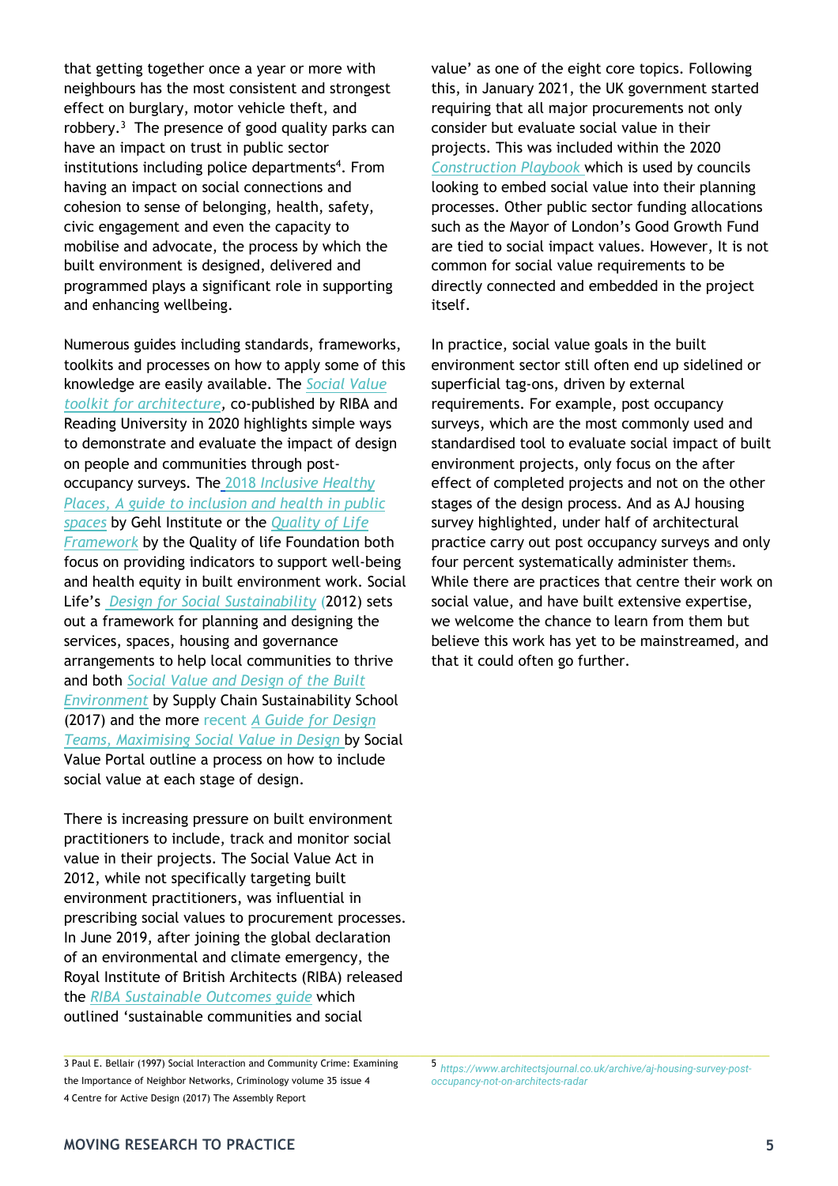that getting together once a year or more with neighbours has the most consistent and strongest effect on burglary, motor vehicle theft, and robbery.[3] The presence of good quality parks can have an impact on trust in public sector institutions including police departments[4]. From having an impact on social connections and cohesion to sense of belonging, health, safety, civic engagement and even the capacity to mobilise and advocate, the process by which the built environment is designed, delivered and programmed plays a significant role in supporting and enhancing wellbeing.

Numerous guides including standards, frameworks, toolkits and processes on how to apply some of this knowledge are easily available. The *Social Value toolkit for architecture*, co-published by RIBA and Reading University in 2020 highlights simple ways to demonstrate and evaluate the impact of design on people and communities through post-occupancy surveys. The 2018 *Inclusive Healthy Places, A guide to inclusion and health in public spaces* by Gehl Institute or the *Quality of Life Framework* by the Quality of life Foundation both focus on providing indicators to support well-being and health equity in built environment work. Social Life's *Design for Social Sustainability* (2012) sets out a framework for planning and designing the services, spaces, housing and governance arrangements to help local communities to thrive and both *Social Value and Design of the Built Environment* by Supply Chain Sustainability School (2017) and the more recent *A Guide for Design Teams, Maximising Social Value in Design* by Social Value Portal outline a process on how to include social value at each stage of design.

There is increasing pressure on built environment practitioners to include, track and monitor social value in their projects. The Social Value Act in 2012, while not specifically targeting built environment practitioners, was influential in prescribing social values to procurement processes. In June 2019, after joining the global declaration of an environmental and climate emergency, the Royal Institute of British Architects (RIBA) released the *RIBA Sustainable Outcomes guide* which outlined 'sustainable communities and social value' as one of the eight core topics. Following this, in January 2021, the UK government started requiring that all major procurements not only consider but evaluate social value in their projects. This was included within the 2020 *Construction Playbook* which is used by councils looking to embed social value into their planning processes. Other public sector funding allocations such as the Mayor of London's Good Growth Fund are tied to social impact values. However, It is not common for social value requirements to be directly connected and embedded in the project itself.

In practice, social value goals in the built environment sector still often end up sidelined or superficial tag-ons, driven by external requirements. For example, post occupancy surveys, which are the most commonly used and standardised tool to evaluate social impact of built environment projects, only focus on the after effect of completed projects and not on the other stages of the design process. And as AJ housing survey highlighted, under half of architectural practice carry out post occupancy surveys and only four percent systematically administer them[5]. While there are practices that centre their work on social value, and have built extensive expertise, we welcome the chance to learn from them but believe this work has yet to be mainstreamed, and that it could often go further.

---

3 Paul E. Bellair (1997) Social Interaction and Community Crime: Examining the Importance of Neighbor Networks, Criminology volume 35 issue 4

4 Centre for Active Design (2017) The Assembly Report

5 *https://www.architectsjournal.co.uk/archive/aj-housing-survey-post-occupancy-not-on-architects-radar*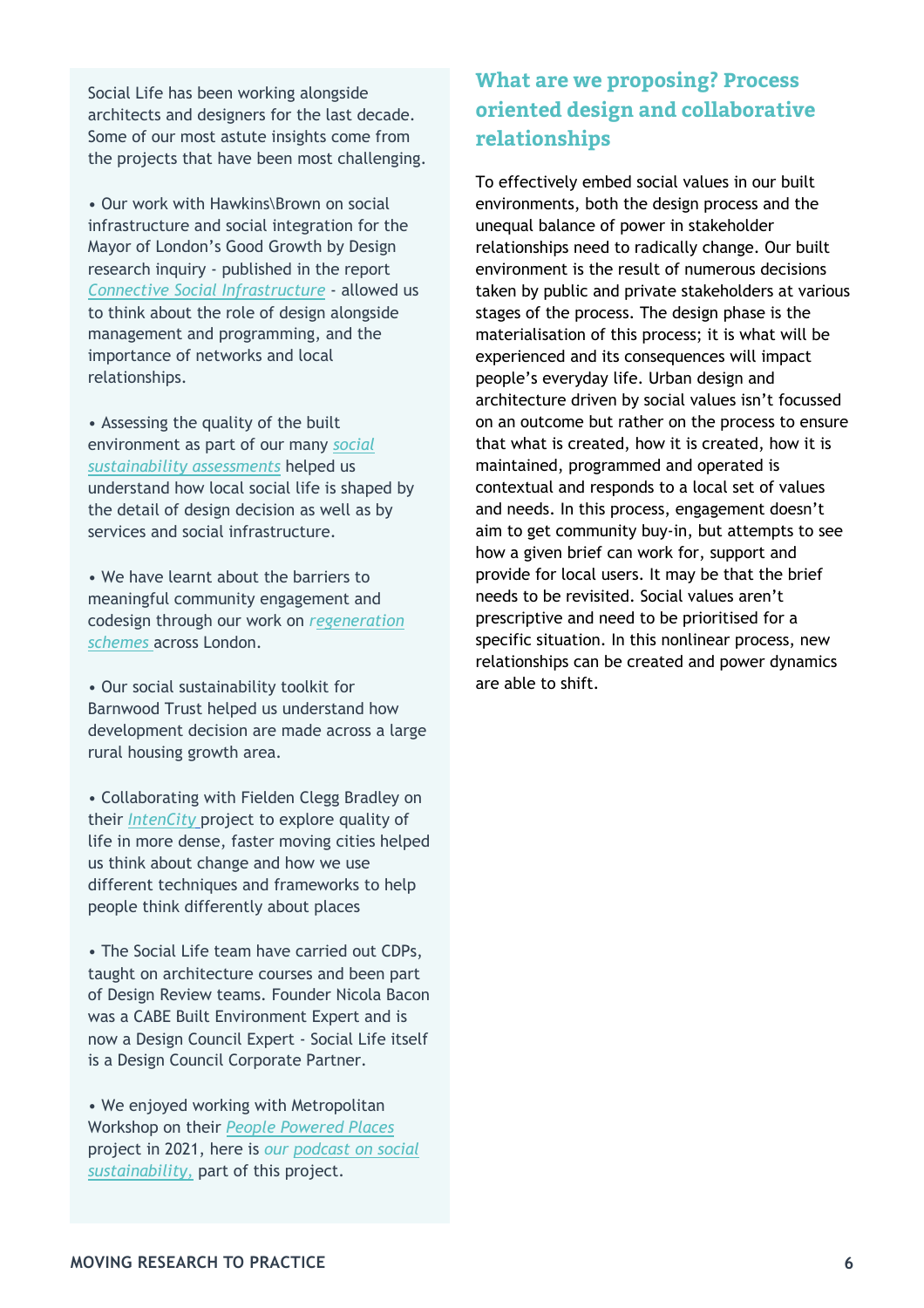Social Life has been working alongside architects and designers for the last decade. Some of our most astute insights come from the projects that have been most challenging.

- Our work with Hawkins\Brown on social infrastructure and social integration for the Mayor of London's Good Growth by Design research inquiry - published in the report *Connective Social Infrastructure* - allowed us to think about the role of design alongside management and programming, and the importance of networks and local relationships.

- Assessing the quality of the built environment as part of our many *social sustainability assessments* helped us understand how local social life is shaped by the detail of design decision as well as by services and social infrastructure.

- We have learnt about the barriers to meaningful community engagement and codesign through our work on *regeneration schemes* across London.

- Our social sustainability toolkit for Barnwood Trust helped us understand how development decision are made across a large rural housing growth area.

- Collaborating with Fielden Clegg Bradley on their *IntenCity* project to explore quality of life in more dense, faster moving cities helped us think about change and how we use different techniques and frameworks to help people think differently about places

- The Social Life team have carried out CDPs, taught on architecture courses and been part of Design Review teams. Founder Nicola Bacon was a CABE Built Environment Expert and is now a Design Council Expert - Social Life itself is a Design Council Corporate Partner.

- We enjoyed working with Metropolitan Workshop on their *People Powered Places* project in 2021, here is *our podcast on social sustainability*, part of this project.

## What are we proposing? Process oriented design and collaborative relationships

To effectively embed social values in our built environments, both the design process and the unequal balance of power in stakeholder relationships need to radically change. Our built environment is the result of numerous decisions taken by public and private stakeholders at various stages of the process. The design phase is the materialisation of this process; it is what will be experienced and its consequences will impact people's everyday life. Urban design and architecture driven by social values isn't focussed on an outcome but rather on the process to ensure that what is created, how it is created, how it is maintained, programmed and operated is contextual and responds to a local set of values and needs. In this process, engagement doesn't aim to get community buy-in, but attempts to see how a given brief can work for, support and provide for local users. It may be that the brief needs to be revisited. Social values aren't prescriptive and need to be prioritised for a specific situation. In this nonlinear process, new relationships can be created and power dynamics are able to shift.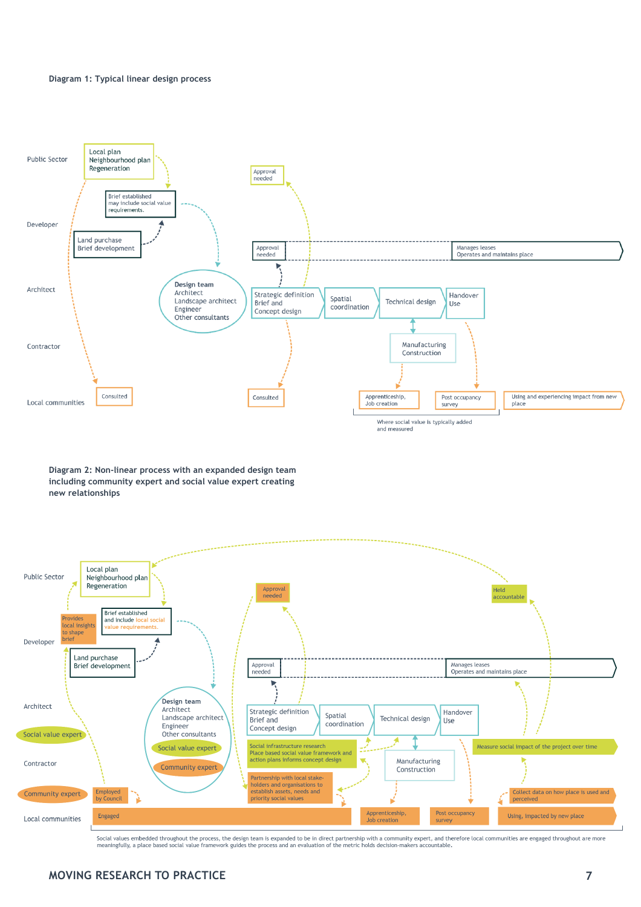**Diagram 1: Typical linear design process**

Public Sector

Local plan
Neighbourhood plan
Regeneration

Developer

Brief established
may include social value requirements.

Land purchase
Brief development

Architect

Design team
Architect
Landscape architect
Engineer
Other consultants

Contractor

Local communities

Consulted

Approval needed

Approval needed

Manages leases
Operates and maintains place

Strategic definition
Brief and
Concept design

Spatial coordination

Technical design

Handover
Use

Manufacturing
Construction

Consulted

Apprenticeship,
Job creation

Post occupancy survey

Using and experiencing impact from new place

Where social value is typically added and measured

**Diagram 2: Non-linear process with an expanded design team including community expert and social value expert creating new relationships**

Public Sector

Local plan
Neighbourhood plan
Regeneration

Developer

Provides local insights to shape brief

Brief established and include local social value requirements.

Land purchase
Brief development

Architect

Social value expert

Contractor

Community expert

Local communities

Design team
Architect
Landscape architect
Engineer
Other consultants
Social value expert
Community expert

Employed by Council

Engaged

Approval needed

Held accountable

Approval needed

Manages leases
Operates and maintains place

Strategic definition
Brief and
Concept design

Spatial coordination

Technical design

Handover
Use

Social infrastructure research
Place based social value framework and action plans informs concept design

Partnership with local stake-holders and organisations to establish assets, needs and priority social values

Manufacturing
Construction

Measure social impact of the project over time

Collect data on how place is used and perceived

Apprenticeship,
Job creation

Post occupancy survey

Using, impacted by new place

Social values embedded throughout the process, the design team is expanded to be in direct partnership with a community expert, and therefore local communities are engaged throughout are more meaningfully, a place based social value framework guides the process and an evaluation of the metric holds decision-makers accountable.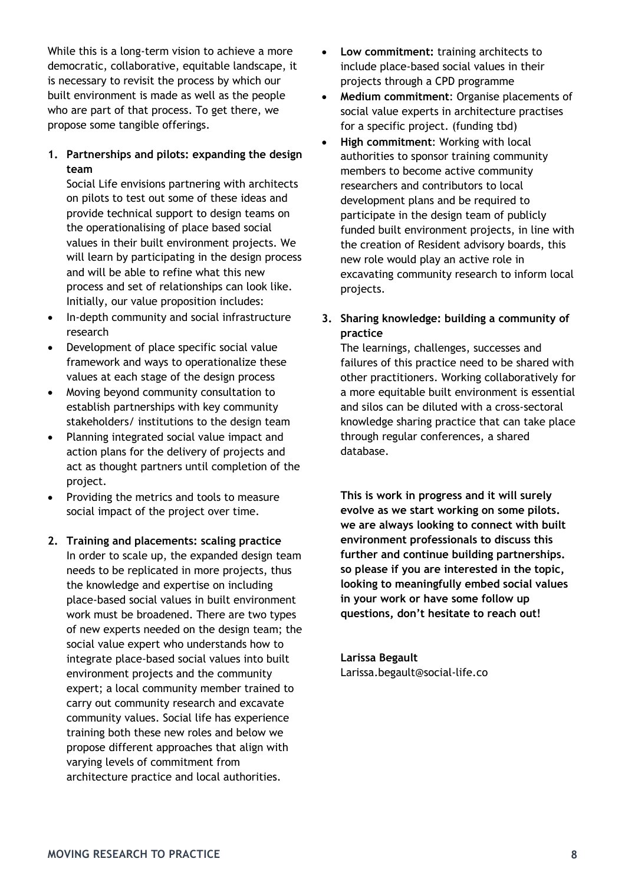While this is a long-term vision to achieve a more democratic, collaborative, equitable landscape, it is necessary to revisit the process by which our built environment is made as well as the people who are part of that process. To get there, we propose some tangible offerings.

1. **Partnerships and pilots: expanding the design team**

   Social Life envisions partnering with architects on pilots to test out some of these ideas and provide technical support to design teams on the operationalising of place based social values in their built environment projects. We will learn by participating in the design process and will be able to refine what this new process and set of relationships can look like. Initially, our value proposition includes:

- In-depth community and social infrastructure research
- Development of place specific social value framework and ways to operationalize these values at each stage of the design process
- Moving beyond community consultation to establish partnerships with key community stakeholders/ institutions to the design team
- Planning integrated social value impact and action plans for the delivery of projects and act as thought partners until completion of the project.
- Providing the metrics and tools to measure social impact of the project over time.

2. **Training and placements: scaling practice**

   In order to scale up, the expanded design team needs to be replicated in more projects, thus the knowledge and expertise on including place-based social values in built environment work must be broadened. There are two types of new experts needed on the design team; the social value expert who understands how to integrate place-based social values into built environment projects and the community expert; a local community member trained to carry out community research and excavate community values. Social life has experience training both these new roles and below we propose different approaches that align with varying levels of commitment from architecture practice and local authorities.

- **Low commitment:** training architects to include place-based social values in their projects through a CPD programme
- **Medium commitment**: Organise placements of social value experts in architecture practises for a specific project. (funding tbd)
- **High commitment**: Working with local authorities to sponsor training community members to become active community researchers and contributors to local development plans and be required to participate in the design team of publicly funded built environment projects, in line with the creation of Resident advisory boards, this new role would play an active role in excavating community research to inform local projects.

3. **Sharing knowledge: building a community of practice**

   The learnings, challenges, successes and failures of this practice need to be shared with other practitioners. Working collaboratively for a more equitable built environment is essential and silos can be diluted with a cross-sectoral knowledge sharing practice that can take place through regular conferences, a shared database.

**This is work in progress and it will surely evolve as we start working on some pilots. we are always looking to connect with built environment professionals to discuss this further and continue building partnerships. so please if you are interested in the topic, looking to meaningfully embed social values in your work or have some follow up questions, don't hesitate to reach out!**

**Larissa Begault**
Larissa.begault@social-life.co